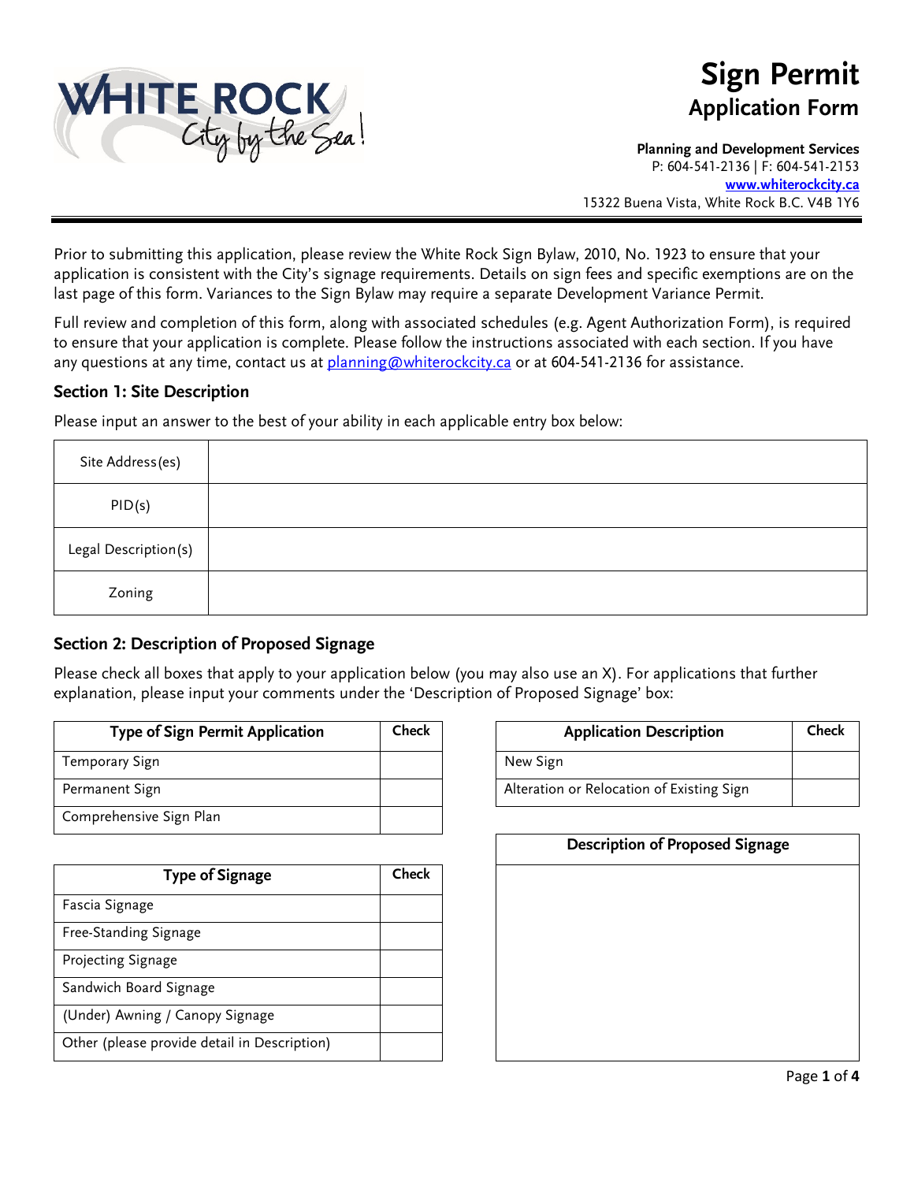# Sign Permit
## Application Form

**Planning and Development Services**
P: 604-541-2136 | F: 604-541-2153
**www.whiterockcity.ca**
15322 Buena Vista, White Rock B.C. V4B 1Y6

Prior to submitting this application, please review the White Rock Sign Bylaw, 2010, No. 1923 to ensure that your application is consistent with the City's signage requirements. Details on sign fees and specific exemptions are on the last page of this form. Variances to the Sign Bylaw may require a separate Development Variance Permit.

Full review and completion of this form, along with associated schedules (e.g. Agent Authorization Form), is required to ensure that your application is complete. Please follow the instructions associated with each section. If you have any questions at any time, contact us at planning@whiterockcity.ca or at 604-541-2136 for assistance.

### Section 1: Site Description

Please input an answer to the best of your ability in each applicable entry box below:

| | |
|---|---|
| Site Address(es) | |
| PID(s) | |
| Legal Description(s) | |
| Zoning | |

### Section 2: Description of Proposed Signage

Please check all boxes that apply to your application below (you may also use an X). For applications that further explanation, please input your comments under the 'Description of Proposed Signage' box:

| Type of Sign Permit Application | Check |
|---|---|
| Temporary Sign | |
| Permanent Sign | |
| Comprehensive Sign Plan | |

| Type of Signage | Check |
|---|---|
| Fascia Signage | |
| Free-Standing Signage | |
| Projecting Signage | |
| Sandwich Board Signage | |
| (Under) Awning / Canopy Signage | |
| Other (please provide detail in Description) | |

| Application Description | Check |
|---|---|
| New Sign | |
| Alteration or Relocation of Existing Sign | |

| Description of Proposed Signage |
|---|
| |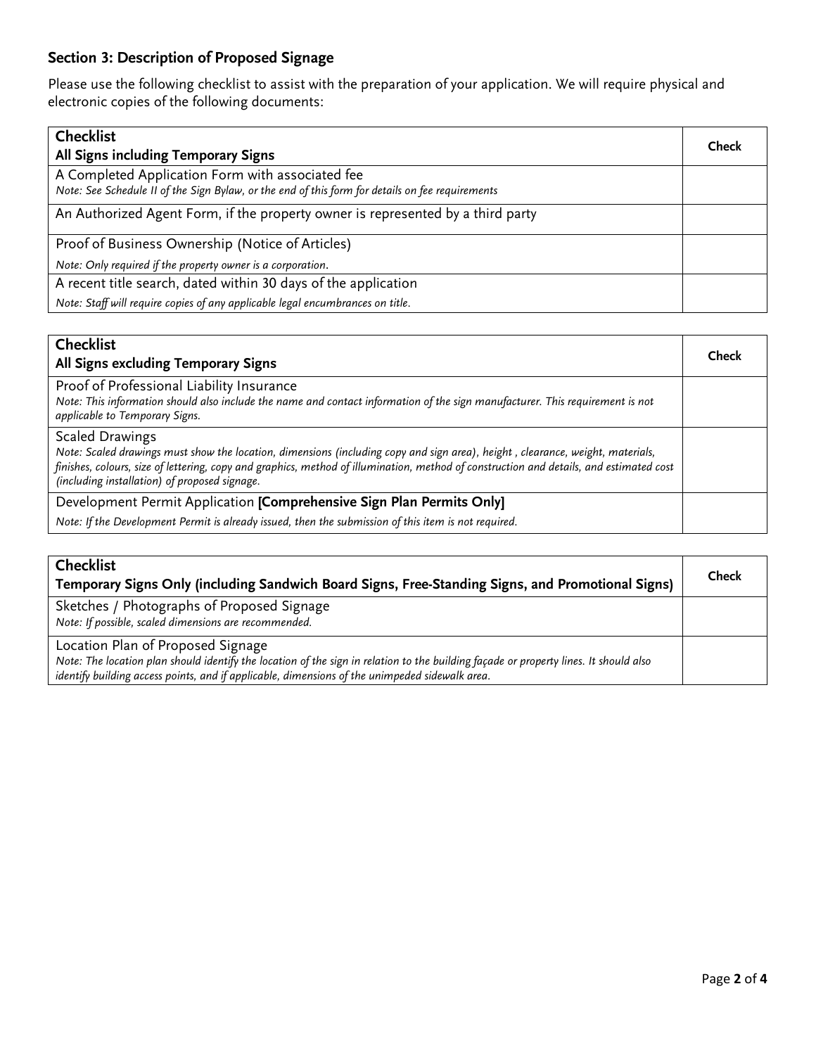## Section 3: Description of Proposed Signage

Please use the following checklist to assist with the preparation of your application. We will require physical and electronic copies of the following documents:

| **Checklist**<br>**All Signs including Temporary Signs** | **Check** |
|---|---|
| A Completed Application Form with associated fee<br>*Note: See Schedule II of the Sign Bylaw, or the end of this form for details on fee requirements* | |
| An Authorized Agent Form, if the property owner is represented by a third party | |
| Proof of Business Ownership (Notice of Articles)<br>*Note: Only required if the property owner is a corporation.* | |
| A recent title search, dated within 30 days of the application<br>*Note: Staff will require copies of any applicable legal encumbrances on title.* | |

| **Checklist**<br>**All Signs excluding Temporary Signs** | **Check** |
|---|---|
| Proof of Professional Liability Insurance<br>*Note: This information should also include the name and contact information of the sign manufacturer. This requirement is not applicable to Temporary Signs.* | |
| Scaled Drawings<br>*Note: Scaled drawings must show the location, dimensions (including copy and sign area), height , clearance, weight, materials, finishes, colours, size of lettering, copy and graphics, method of illumination, method of construction and details, and estimated cost (including installation) of proposed signage.* | |
| Development Permit Application **[Comprehensive Sign Plan Permits Only]**<br>*Note: If the Development Permit is already issued, then the submission of this item is not required.* | |

| **Checklist**<br>**Temporary Signs Only (including Sandwich Board Signs, Free-Standing Signs, and Promotional Signs)** | **Check** |
|---|---|
| Sketches / Photographs of Proposed Signage<br>*Note: If possible, scaled dimensions are recommended.* | |
| Location Plan of Proposed Signage<br>*Note: The location plan should identify the location of the sign in relation to the building façade or property lines. It should also identify building access points, and if applicable, dimensions of the unimpeded sidewalk area.* | |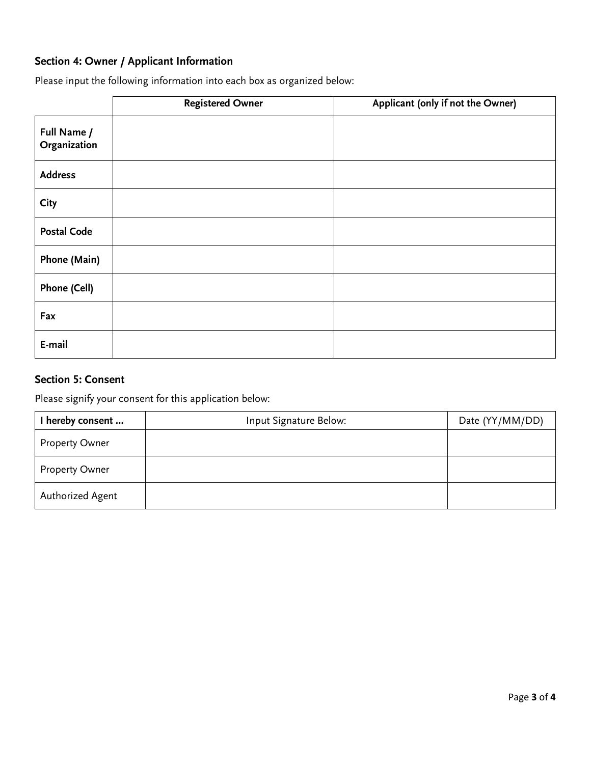### Section 4: Owner / Applicant Information

Please input the following information into each box as organized below:

| | **Registered Owner** | **Applicant (only if not the Owner)** |
| --- | --- | --- |
| **Full Name / Organization** | | |
| **Address** | | |
| **City** | | |
| **Postal Code** | | |
| **Phone (Main)** | | |
| **Phone (Cell)** | | |
| **Fax** | | |
| **E-mail** | | |

### Section 5: Consent

Please signify your consent for this application below:

| **I hereby consent ...** | Input Signature Below: | Date (YY/MM/DD) |
| --- | --- | --- |
| Property Owner | | |
| Property Owner | | |
| Authorized Agent | | |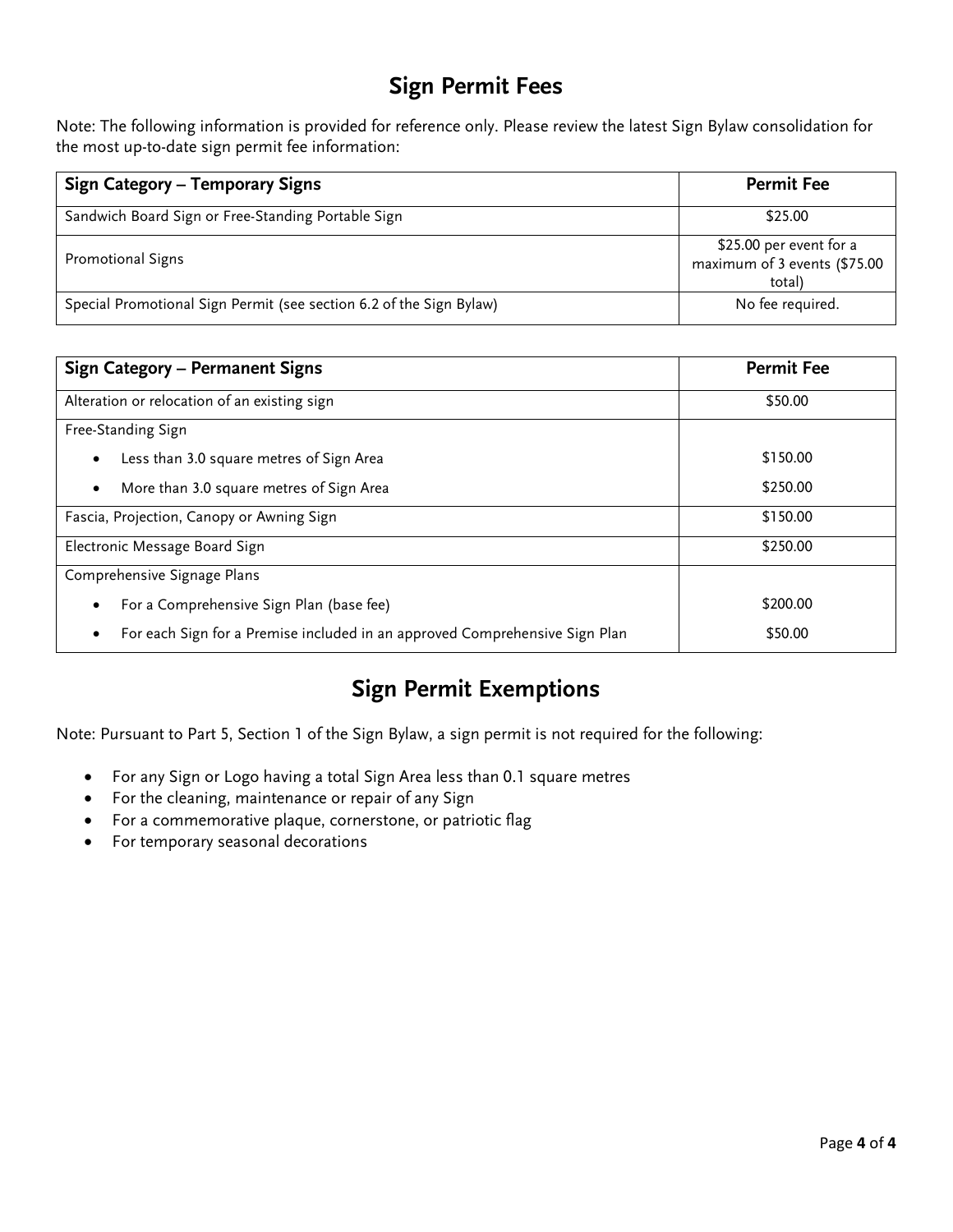## Sign Permit Fees

Note: The following information is provided for reference only. Please review the latest Sign Bylaw consolidation for the most up-to-date sign permit fee information:

| Sign Category – Temporary Signs | Permit Fee |
|---|---|
| Sandwich Board Sign or Free-Standing Portable Sign | $25.00 |
| Promotional Signs | $25.00 per event for a maximum of 3 events ($75.00 total) |
| Special Promotional Sign Permit (see section 6.2 of the Sign Bylaw) | No fee required. |

| Sign Category – Permanent Signs | Permit Fee |
|---|---|
| Alteration or relocation of an existing sign | $50.00 |
| Free-Standing Sign | |
| • Less than 3.0 square metres of Sign Area | $150.00 |
| • More than 3.0 square metres of Sign Area | $250.00 |
| Fascia, Projection, Canopy or Awning Sign | $150.00 |
| Electronic Message Board Sign | $250.00 |
| Comprehensive Signage Plans | |
| • For a Comprehensive Sign Plan (base fee) | $200.00 |
| • For each Sign for a Premise included in an approved Comprehensive Sign Plan | $50.00 |

## Sign Permit Exemptions

Note: Pursuant to Part 5, Section 1 of the Sign Bylaw, a sign permit is not required for the following:

- For any Sign or Logo having a total Sign Area less than 0.1 square metres
- For the cleaning, maintenance or repair of any Sign
- For a commemorative plaque, cornerstone, or patriotic flag
- For temporary seasonal decorations